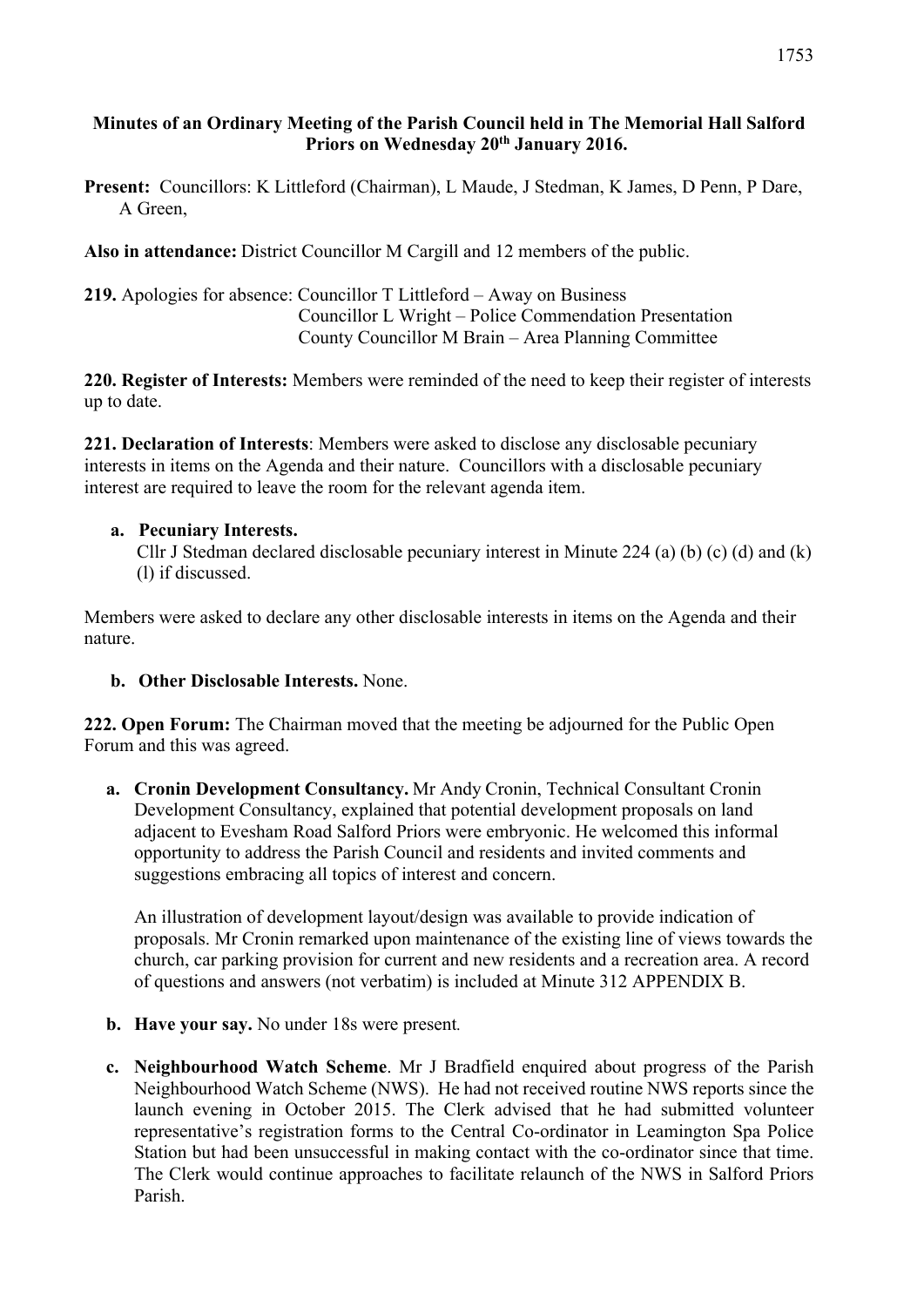**Minutes of an Ordinary Meeting of the Parish Council held in The Memorial Hall Salford Priors on Wednesday 20th January 2016.**

**Present:** Councillors: K Littleford (Chairman), L Maude, J Stedman, K James, D Penn, P Dare, A Green,

**Also in attendance:** District Councillor M Cargill and 12 members of the public.

**219.** Apologies for absence: Councillor T Littleford – Away on Business
Councillor L Wright – Police Commendation Presentation
County Councillor M Brain – Area Planning Committee

**220. Register of Interests:** Members were reminded of the need to keep their register of interests up to date.

**221. Declaration of Interests**: Members were asked to disclose any disclosable pecuniary interests in items on the Agenda and their nature. Councillors with a disclosable pecuniary interest are required to leave the room for the relevant agenda item.

a. **Pecuniary Interests.**
   Cllr J Stedman declared disclosable pecuniary interest in Minute 224 (a) (b) (c) (d) and (k) (l) if discussed.

Members were asked to declare any other disclosable interests in items on the Agenda and their nature.

b. **Other Disclosable Interests.** None.

**222. Open Forum:** The Chairman moved that the meeting be adjourned for the Public Open Forum and this was agreed.

a. **Cronin Development Consultancy.** Mr Andy Cronin, Technical Consultant Cronin Development Consultancy, explained that potential development proposals on land adjacent to Evesham Road Salford Priors were embryonic. He welcomed this informal opportunity to address the Parish Council and residents and invited comments and suggestions embracing all topics of interest and concern.

   An illustration of development layout/design was available to provide indication of proposals. Mr Cronin remarked upon maintenance of the existing line of views towards the church, car parking provision for current and new residents and a recreation area. A record of questions and answers (not verbatim) is included at Minute 312 APPENDIX B.

b. **Have your say.** No under 18s were present.

c. **Neighbourhood Watch Scheme**. Mr J Bradfield enquired about progress of the Parish Neighbourhood Watch Scheme (NWS). He had not received routine NWS reports since the launch evening in October 2015. The Clerk advised that he had submitted volunteer representative's registration forms to the Central Co-ordinator in Leamington Spa Police Station but had been unsuccessful in making contact with the co-ordinator since that time. The Clerk would continue approaches to facilitate relaunch of the NWS in Salford Priors Parish.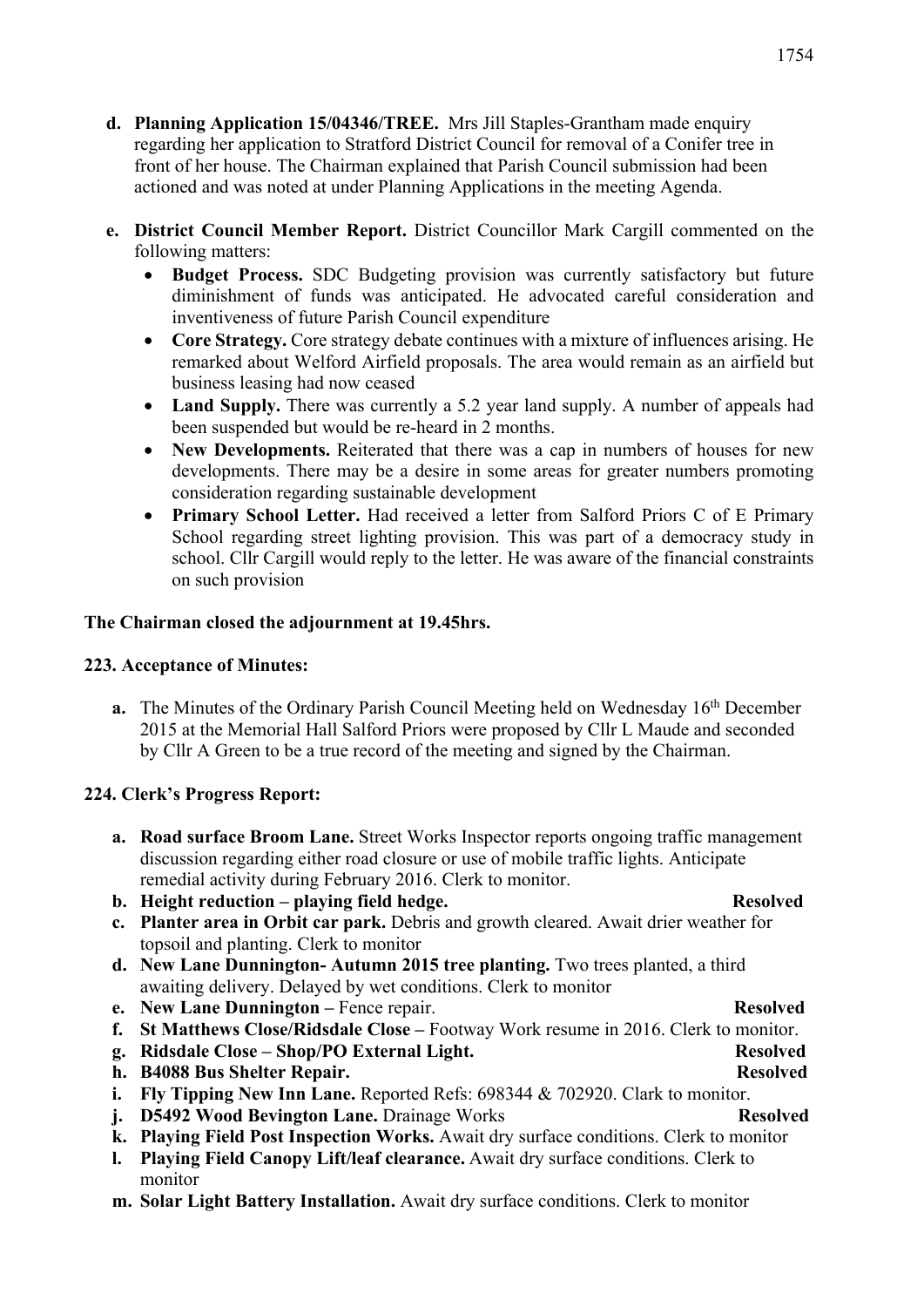- **d. Planning Application 15/04346/TREE.** Mrs Jill Staples-Grantham made enquiry regarding her application to Stratford District Council for removal of a Conifer tree in front of her house. The Chairman explained that Parish Council submission had been actioned and was noted at under Planning Applications in the meeting Agenda.

- **e. District Council Member Report.** District Councillor Mark Cargill commented on the following matters:
  - **Budget Process.** SDC Budgeting provision was currently satisfactory but future diminishment of funds was anticipated. He advocated careful consideration and inventiveness of future Parish Council expenditure
  - **Core Strategy.** Core strategy debate continues with a mixture of influences arising. He remarked about Welford Airfield proposals. The area would remain as an airfield but business leasing had now ceased
  - **Land Supply.** There was currently a 5.2 year land supply. A number of appeals had been suspended but would be re-heard in 2 months.
  - **New Developments.** Reiterated that there was a cap in numbers of houses for new developments. There may be a desire in some areas for greater numbers promoting consideration regarding sustainable development
  - **Primary School Letter.** Had received a letter from Salford Priors C of E Primary School regarding street lighting provision. This was part of a democracy study in school. Cllr Cargill would reply to the letter. He was aware of the financial constraints on such provision

**The Chairman closed the adjournment at 19.45hrs.**

**223. Acceptance of Minutes:**

- **a.** The Minutes of the Ordinary Parish Council Meeting held on Wednesday 16th December 2015 at the Memorial Hall Salford Priors were proposed by Cllr L Maude and seconded by Cllr A Green to be a true record of the meeting and signed by the Chairman.

**224. Clerk's Progress Report:**

- **a. Road surface Broom Lane.** Street Works Inspector reports ongoing traffic management discussion regarding either road closure or use of mobile traffic lights. Anticipate remedial activity during February 2016. Clerk to monitor.
- **b. Height reduction – playing field hedge.** **Resolved**
- **c. Planter area in Orbit car park.** Debris and growth cleared. Await drier weather for topsoil and planting. Clerk to monitor
- **d. New Lane Dunnington- Autumn 2015 tree planting.** Two trees planted, a third awaiting delivery. Delayed by wet conditions. Clerk to monitor
- **e. New Lane Dunnington –** Fence repair. **Resolved**
- **f. St Matthews Close/Ridsdale Close –** Footway Work resume in 2016. Clerk to monitor.
- **g. Ridsdale Close – Shop/PO External Light.** **Resolved**
- **h. B4088 Bus Shelter Repair.** **Resolved**
- **i. Fly Tipping New Inn Lane.** Reported Refs: 698344 & 702920. Clark to monitor.
- **j. D5492 Wood Bevington Lane.** Drainage Works **Resolved**
- **k. Playing Field Post Inspection Works.** Await dry surface conditions. Clerk to monitor
- **l. Playing Field Canopy Lift/leaf clearance.** Await dry surface conditions. Clerk to monitor
- **m. Solar Light Battery Installation.** Await dry surface conditions. Clerk to monitor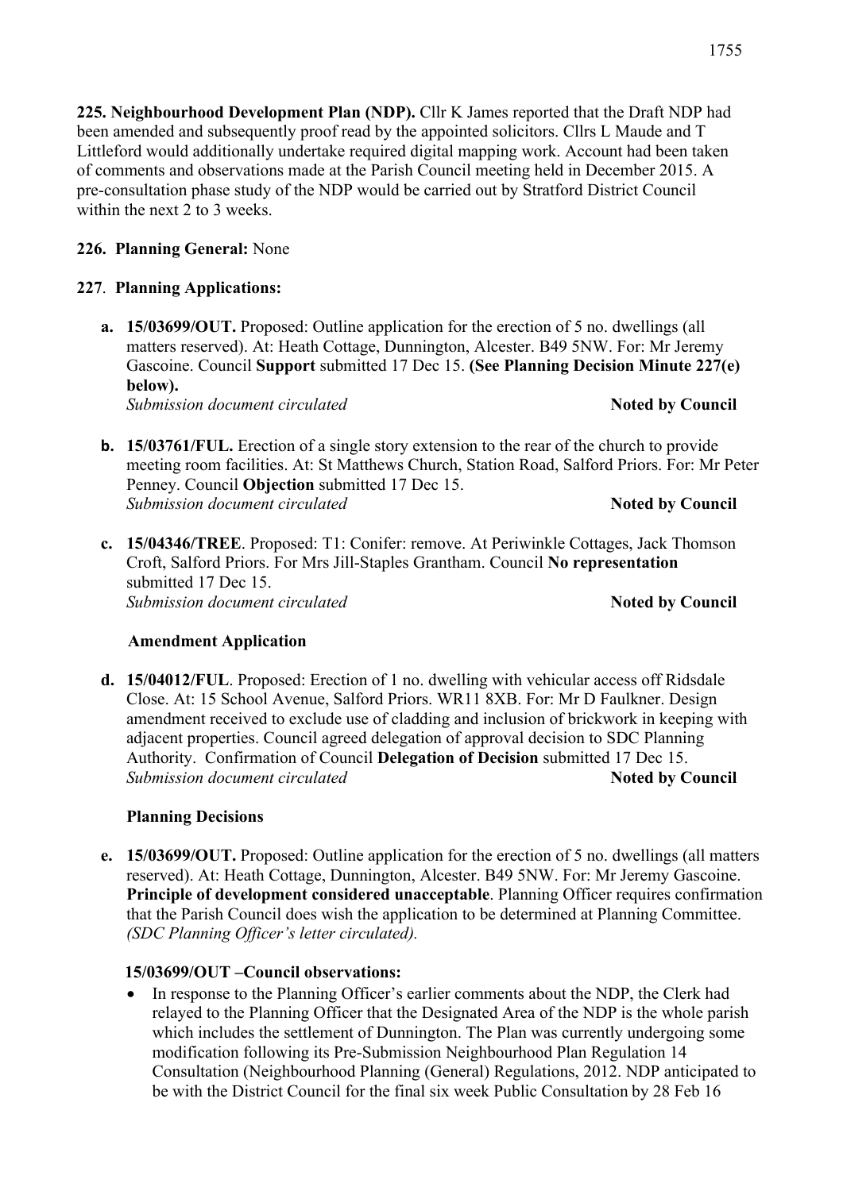**225. Neighbourhood Development Plan (NDP).** Cllr K James reported that the Draft NDP had been amended and subsequently proof read by the appointed solicitors. Cllrs L Maude and T Littleford would additionally undertake required digital mapping work. Account had been taken of comments and observations made at the Parish Council meeting held in December 2015. A pre-consultation phase study of the NDP would be carried out by Stratford District Council within the next 2 to 3 weeks.

**226. Planning General:** None

**227**. **Planning Applications:**

**a. 15/03699/OUT.** Proposed: Outline application for the erection of 5 no. dwellings (all matters reserved). At: Heath Cottage, Dunnington, Alcester. B49 5NW. For: Mr Jeremy Gascoine. Council **Support** submitted 17 Dec 15. **(See Planning Decision Minute 227(e) below).**
*Submission document circulated* **Noted by Council**

**b. 15/03761/FUL.** Erection of a single story extension to the rear of the church to provide meeting room facilities. At: St Matthews Church, Station Road, Salford Priors. For: Mr Peter Penney. Council **Objection** submitted 17 Dec 15.
*Submission document circulated* **Noted by Council**

**c. 15/04346/TREE**. Proposed: T1: Conifer: remove. At Periwinkle Cottages, Jack Thomson Croft, Salford Priors. For Mrs Jill-Staples Grantham. Council **No representation** submitted 17 Dec 15.
*Submission document circulated* **Noted by Council**

**Amendment Application**

**d. 15/04012/FUL**. Proposed: Erection of 1 no. dwelling with vehicular access off Ridsdale Close. At: 15 School Avenue, Salford Priors. WR11 8XB. For: Mr D Faulkner. Design amendment received to exclude use of cladding and inclusion of brickwork in keeping with adjacent properties. Council agreed delegation of approval decision to SDC Planning Authority. Confirmation of Council **Delegation of Decision** submitted 17 Dec 15.
*Submission document circulated* **Noted by Council**

**Planning Decisions**

**e. 15/03699/OUT.** Proposed: Outline application for the erection of 5 no. dwellings (all matters reserved). At: Heath Cottage, Dunnington, Alcester. B49 5NW. For: Mr Jeremy Gascoine. **Principle of development considered unacceptable**. Planning Officer requires confirmation that the Parish Council does wish the application to be determined at Planning Committee. *(SDC Planning Officer's letter circulated).*

**15/03699/OUT –Council observations:**

- In response to the Planning Officer's earlier comments about the NDP, the Clerk had relayed to the Planning Officer that the Designated Area of the NDP is the whole parish which includes the settlement of Dunnington. The Plan was currently undergoing some modification following its Pre-Submission Neighbourhood Plan Regulation 14 Consultation (Neighbourhood Planning (General) Regulations, 2012. NDP anticipated to be with the District Council for the final six week Public Consultation by 28 Feb 16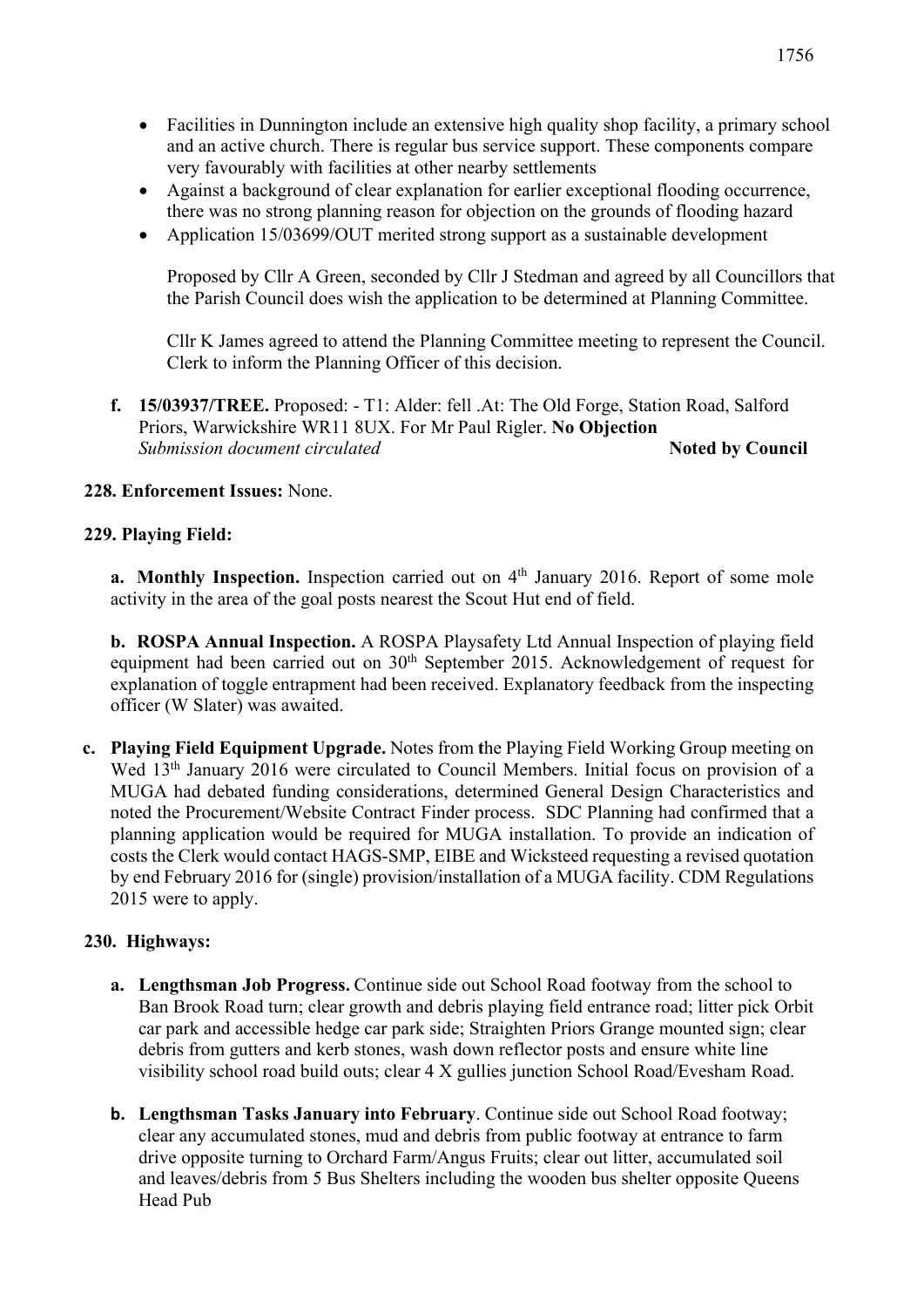- Facilities in Dunnington include an extensive high quality shop facility, a primary school and an active church. There is regular bus service support. These components compare very favourably with facilities at other nearby settlements
- Against a background of clear explanation for earlier exceptional flooding occurrence, there was no strong planning reason for objection on the grounds of flooding hazard
- Application 15/03699/OUT merited strong support as a sustainable development

  Proposed by Cllr A Green, seconded by Cllr J Stedman and agreed by all Councillors that the Parish Council does wish the application to be determined at Planning Committee.

  Cllr K James agreed to attend the Planning Committee meeting to represent the Council. Clerk to inform the Planning Officer of this decision.

**f. 15/03937/TREE.** Proposed: - T1: Alder: fell .At: The Old Forge, Station Road, Salford Priors, Warwickshire WR11 8UX. For Mr Paul Rigler. **No Objection**
*Submission document circulated* **Noted by Council**

**228. Enforcement Issues:** None.

**229. Playing Field:**

**a. Monthly Inspection.** Inspection carried out on 4th January 2016. Report of some mole activity in the area of the goal posts nearest the Scout Hut end of field.

**b. ROSPA Annual Inspection.** A ROSPA Playsafety Ltd Annual Inspection of playing field equipment had been carried out on 30th September 2015. Acknowledgement of request for explanation of toggle entrapment had been received. Explanatory feedback from the inspecting officer (W Slater) was awaited.

**c. Playing Field Equipment Upgrade.** Notes from **t**he Playing Field Working Group meeting on Wed 13th January 2016 were circulated to Council Members. Initial focus on provision of a MUGA had debated funding considerations, determined General Design Characteristics and noted the Procurement/Website Contract Finder process. SDC Planning had confirmed that a planning application would be required for MUGA installation. To provide an indication of costs the Clerk would contact HAGS-SMP, EIBE and Wicksteed requesting a revised quotation by end February 2016 for (single) provision/installation of a MUGA facility. CDM Regulations 2015 were to apply.

**230. Highways:**

**a. Lengthsman Job Progress.** Continue side out School Road footway from the school to Ban Brook Road turn; clear growth and debris playing field entrance road; litter pick Orbit car park and accessible hedge car park side; Straighten Priors Grange mounted sign; clear debris from gutters and kerb stones, wash down reflector posts and ensure white line visibility school road build outs; clear 4 X gullies junction School Road/Evesham Road.

**b. Lengthsman Tasks January into February**. Continue side out School Road footway; clear any accumulated stones, mud and debris from public footway at entrance to farm drive opposite turning to Orchard Farm/Angus Fruits; clear out litter, accumulated soil and leaves/debris from 5 Bus Shelters including the wooden bus shelter opposite Queens Head Pub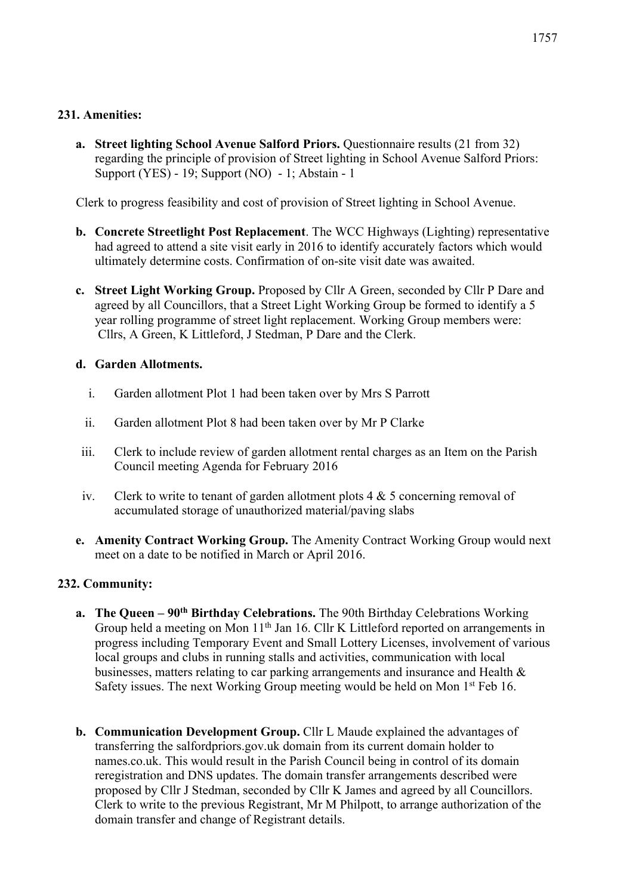### 231. Amenities:

a. **Street lighting School Avenue Salford Priors.** Questionnaire results (21 from 32) regarding the principle of provision of Street lighting in School Avenue Salford Priors: Support (YES) - 19; Support (NO) - 1; Abstain - 1

Clerk to progress feasibility and cost of provision of Street lighting in School Avenue.

b. **Concrete Streetlight Post Replacement**. The WCC Highways (Lighting) representative had agreed to attend a site visit early in 2016 to identify accurately factors which would ultimately determine costs. Confirmation of on-site visit date was awaited.

c. **Street Light Working Group.** Proposed by Cllr A Green, seconded by Cllr P Dare and agreed by all Councillors, that a Street Light Working Group be formed to identify a 5 year rolling programme of street light replacement. Working Group members were: Cllrs, A Green, K Littleford, J Stedman, P Dare and the Clerk.

d. **Garden Allotments.**

   i. Garden allotment Plot 1 had been taken over by Mrs S Parrott

   ii. Garden allotment Plot 8 had been taken over by Mr P Clarke

   iii. Clerk to include review of garden allotment rental charges as an Item on the Parish Council meeting Agenda for February 2016

   iv. Clerk to write to tenant of garden allotment plots 4 & 5 concerning removal of accumulated storage of unauthorized material/paving slabs

e. **Amenity Contract Working Group.** The Amenity Contract Working Group would next meet on a date to be notified in March or April 2016.

### 232. Community:

a. **The Queen – 90th Birthday Celebrations.** The 90th Birthday Celebrations Working Group held a meeting on Mon 11th Jan 16. Cllr K Littleford reported on arrangements in progress including Temporary Event and Small Lottery Licenses, involvement of various local groups and clubs in running stalls and activities, communication with local businesses, matters relating to car parking arrangements and insurance and Health & Safety issues. The next Working Group meeting would be held on Mon 1st Feb 16.

b. **Communication Development Group.** Cllr L Maude explained the advantages of transferring the salfordpriors.gov.uk domain from its current domain holder to names.co.uk. This would result in the Parish Council being in control of its domain reregistration and DNS updates. The domain transfer arrangements described were proposed by Cllr J Stedman, seconded by Cllr K James and agreed by all Councillors. Clerk to write to the previous Registrant, Mr M Philpott, to arrange authorization of the domain transfer and change of Registrant details.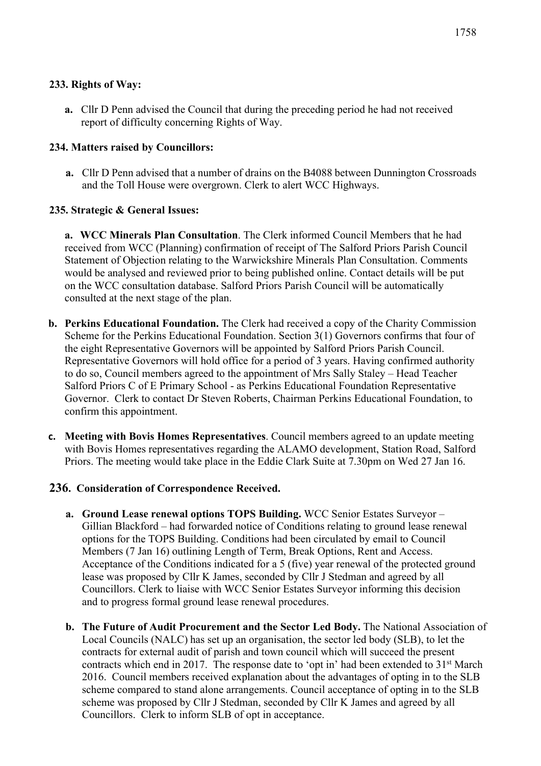**233. Rights of Way:**

**a.** Cllr D Penn advised the Council that during the preceding period he had not received report of difficulty concerning Rights of Way.

**234. Matters raised by Councillors:**

**a.** Cllr D Penn advised that a number of drains on the B4088 between Dunnington Crossroads and the Toll House were overgrown. Clerk to alert WCC Highways.

**235. Strategic & General Issues:**

**a. WCC Minerals Plan Consultation**. The Clerk informed Council Members that he had received from WCC (Planning) confirmation of receipt of The Salford Priors Parish Council Statement of Objection relating to the Warwickshire Minerals Plan Consultation. Comments would be analysed and reviewed prior to being published online. Contact details will be put on the WCC consultation database. Salford Priors Parish Council will be automatically consulted at the next stage of the plan.

**b. Perkins Educational Foundation.** The Clerk had received a copy of the Charity Commission Scheme for the Perkins Educational Foundation. Section 3(1) Governors confirms that four of the eight Representative Governors will be appointed by Salford Priors Parish Council. Representative Governors will hold office for a period of 3 years. Having confirmed authority to do so, Council members agreed to the appointment of Mrs Sally Staley – Head Teacher Salford Priors C of E Primary School - as Perkins Educational Foundation Representative Governor. Clerk to contact Dr Steven Roberts, Chairman Perkins Educational Foundation, to confirm this appointment.

**c. Meeting with Bovis Homes Representatives**. Council members agreed to an update meeting with Bovis Homes representatives regarding the ALAMO development, Station Road, Salford Priors. The meeting would take place in the Eddie Clark Suite at 7.30pm on Wed 27 Jan 16.

**236. Consideration of Correspondence Received.**

**a. Ground Lease renewal options TOPS Building.** WCC Senior Estates Surveyor – Gillian Blackford – had forwarded notice of Conditions relating to ground lease renewal options for the TOPS Building. Conditions had been circulated by email to Council Members (7 Jan 16) outlining Length of Term, Break Options, Rent and Access. Acceptance of the Conditions indicated for a 5 (five) year renewal of the protected ground lease was proposed by Cllr K James, seconded by Cllr J Stedman and agreed by all Councillors. Clerk to liaise with WCC Senior Estates Surveyor informing this decision and to progress formal ground lease renewal procedures.

**b. The Future of Audit Procurement and the Sector Led Body.** The National Association of Local Councils (NALC) has set up an organisation, the sector led body (SLB), to let the contracts for external audit of parish and town council which will succeed the present contracts which end in 2017. The response date to 'opt in' had been extended to 31st March 2016. Council members received explanation about the advantages of opting in to the SLB scheme compared to stand alone arrangements. Council acceptance of opting in to the SLB scheme was proposed by Cllr J Stedman, seconded by Cllr K James and agreed by all Councillors. Clerk to inform SLB of opt in acceptance.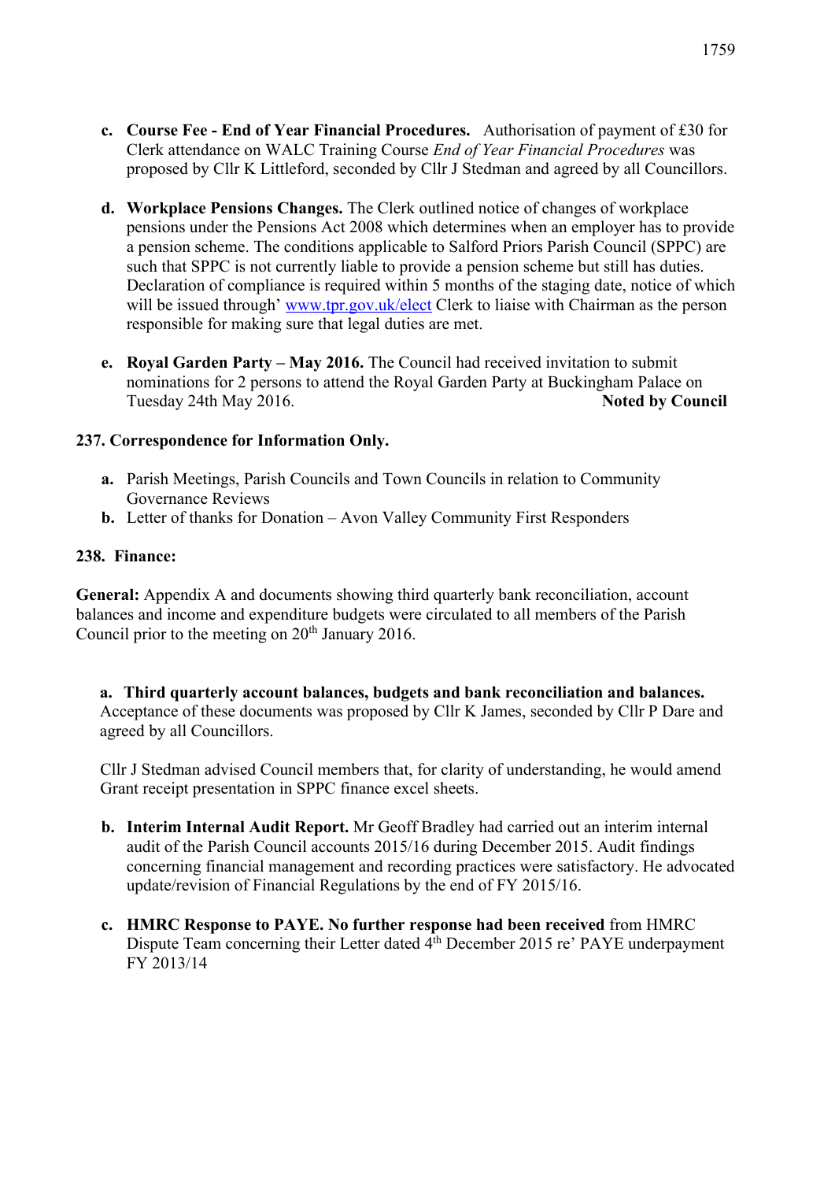c. **Course Fee - End of Year Financial Procedures.** Authorisation of payment of £30 for Clerk attendance on WALC Training Course *End of Year Financial Procedures* was proposed by Cllr K Littleford, seconded by Cllr J Stedman and agreed by all Councillors.

d. **Workplace Pensions Changes.** The Clerk outlined notice of changes of workplace pensions under the Pensions Act 2008 which determines when an employer has to provide a pension scheme. The conditions applicable to Salford Priors Parish Council (SPPC) are such that SPPC is not currently liable to provide a pension scheme but still has duties. Declaration of compliance is required within 5 months of the staging date, notice of which will be issued through' www.tpr.gov.uk/elect Clerk to liaise with Chairman as the person responsible for making sure that legal duties are met.

e. **Royal Garden Party – May 2016.** The Council had received invitation to submit nominations for 2 persons to attend the Royal Garden Party at Buckingham Palace on Tuesday 24th May 2016. **Noted by Council**

**237. Correspondence for Information Only.**

a. Parish Meetings, Parish Councils and Town Councils in relation to Community Governance Reviews
b. Letter of thanks for Donation – Avon Valley Community First Responders

**238. Finance:**

**General:** Appendix A and documents showing third quarterly bank reconciliation, account balances and income and expenditure budgets were circulated to all members of the Parish Council prior to the meeting on 20th January 2016.

a. **Third quarterly account balances, budgets and bank reconciliation and balances.** Acceptance of these documents was proposed by Cllr K James, seconded by Cllr P Dare and agreed by all Councillors.

Cllr J Stedman advised Council members that, for clarity of understanding, he would amend Grant receipt presentation in SPPC finance excel sheets.

b. **Interim Internal Audit Report.** Mr Geoff Bradley had carried out an interim internal audit of the Parish Council accounts 2015/16 during December 2015. Audit findings concerning financial management and recording practices were satisfactory. He advocated update/revision of Financial Regulations by the end of FY 2015/16.

c. **HMRC Response to PAYE. No further response had been received** from HMRC Dispute Team concerning their Letter dated 4th December 2015 re' PAYE underpayment FY 2013/14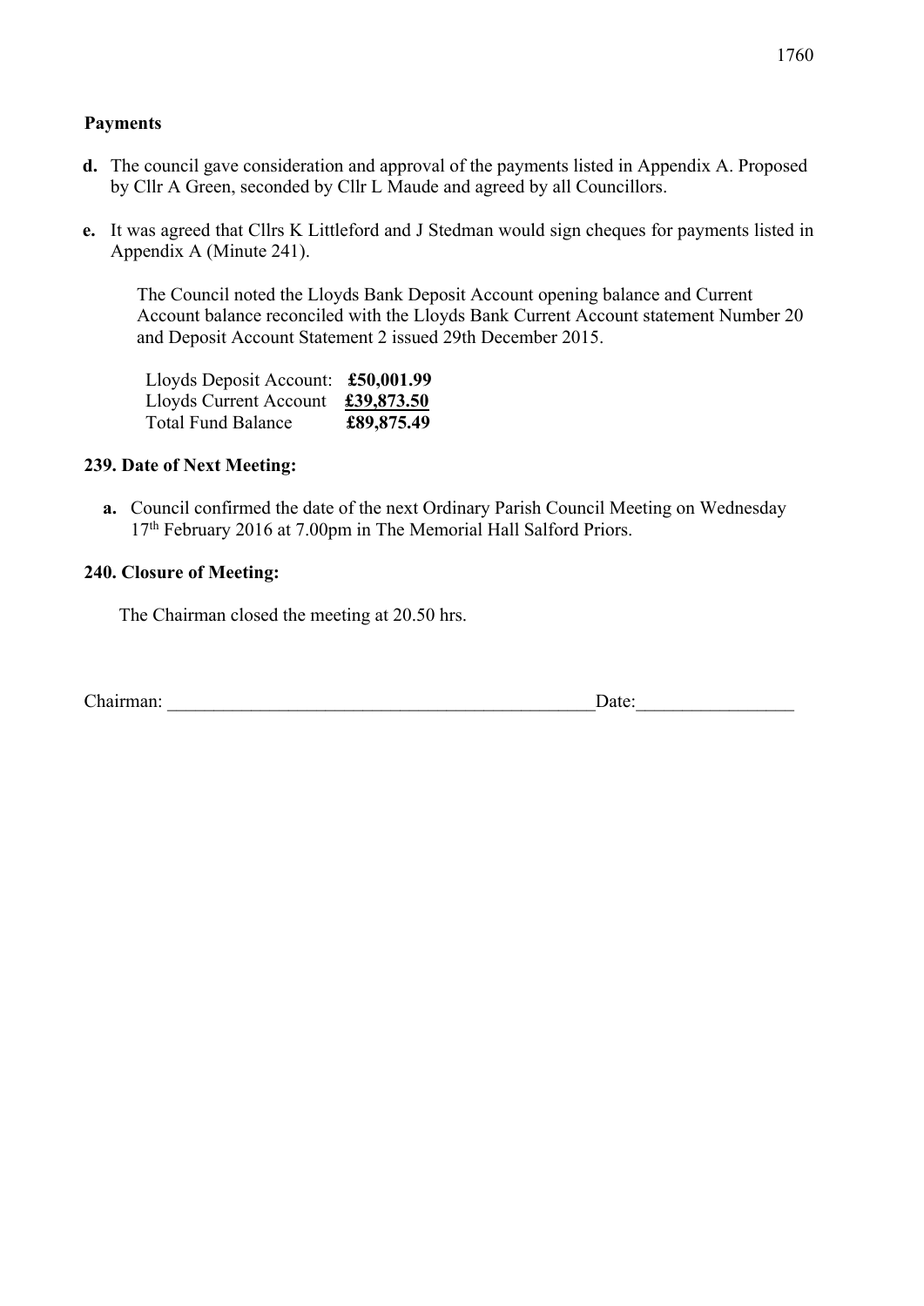**Payments**

**d.** The council gave consideration and approval of the payments listed in Appendix A. Proposed by Cllr A Green, seconded by Cllr L Maude and agreed by all Councillors.

**e.** It was agreed that Cllrs K Littleford and J Stedman would sign cheques for payments listed in Appendix A (Minute 241).

The Council noted the Lloyds Bank Deposit Account opening balance and Current Account balance reconciled with the Lloyds Bank Current Account statement Number 20 and Deposit Account Statement 2 issued 29th December 2015.

| | |
|---|---|
| Lloyds Deposit Account: | **£50,001.99** |
| Lloyds Current Account | **£39,873.50** |
| Total Fund Balance | **£89,875.49** |

### 239. Date of Next Meeting:

**a.** Council confirmed the date of the next Ordinary Parish Council Meeting on Wednesday 17th February 2016 at 7.00pm in The Memorial Hall Salford Priors.

### 240. Closure of Meeting:

The Chairman closed the meeting at 20.50 hrs.

Chairman: _______________________________________________Date:________________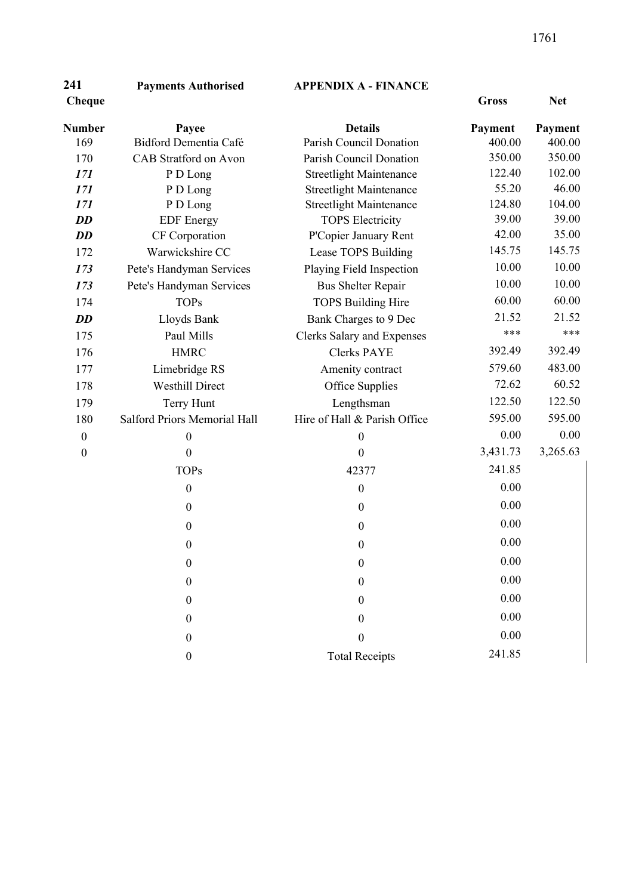| **241** | **Payments Authorised** | **APPENDIX A - FINANCE** | | |
|---|---|---|---|---|
| **Cheque Number** | **Payee** | **Details** | **Gross Payment** | **Net Payment** |
| 169 | Bidford Dementia Café | Parish Council Donation | 400.00 | 400.00 |
| 170 | CAB Stratford on Avon | Parish Council Donation | 350.00 | 350.00 |
| ***171*** | P D Long | Streetlight Maintenance | 122.40 | 102.00 |
| ***171*** | P D Long | Streetlight Maintenance | 55.20 | 46.00 |
| ***171*** | P D Long | Streetlight Maintenance | 124.80 | 104.00 |
| ***DD*** | EDF Energy | TOPS Electricity | 39.00 | 39.00 |
| ***DD*** | CF Corporation | P'Copier January Rent | 42.00 | 35.00 |
| 172 | Warwickshire CC | Lease TOPS Building | 145.75 | 145.75 |
| ***173*** | Pete's Handyman Services | Playing Field Inspection | 10.00 | 10.00 |
| ***173*** | Pete's Handyman Services | Bus Shelter Repair | 10.00 | 10.00 |
| 174 | TOPs | TOPS Building Hire | 60.00 | 60.00 |
| ***DD*** | Lloyds Bank | Bank Charges to 9 Dec | 21.52 | 21.52 |
| 175 | Paul Mills | Clerks Salary and Expenses | *** | *** |
| 176 | HMRC | Clerks PAYE | 392.49 | 392.49 |
| 177 | Limebridge RS | Amenity contract | 579.60 | 483.00 |
| 178 | Westhill Direct | Office Supplies | 72.62 | 60.52 |
| 179 | Terry Hunt | Lengthsman | 122.50 | 122.50 |
| 180 | Salford Priors Memorial Hall | Hire of Hall & Parish Office | 595.00 | 595.00 |
| 0 | 0 | 0 | 0.00 | 0.00 |
| 0 | 0 | 0 | 3,431.73 | 3,265.63 |
| | TOPs | 42377 | 241.85 | |
| | 0 | 0 | 0.00 | |
| | 0 | 0 | 0.00 | |
| | 0 | 0 | 0.00 | |
| | 0 | 0 | 0.00 | |
| | 0 | 0 | 0.00 | |
| | 0 | 0 | 0.00 | |
| | 0 | 0 | 0.00 | |
| | 0 | 0 | 0.00 | |
| | 0 | 0 | 0.00 | |
| | 0 | Total Receipts | 241.85 | |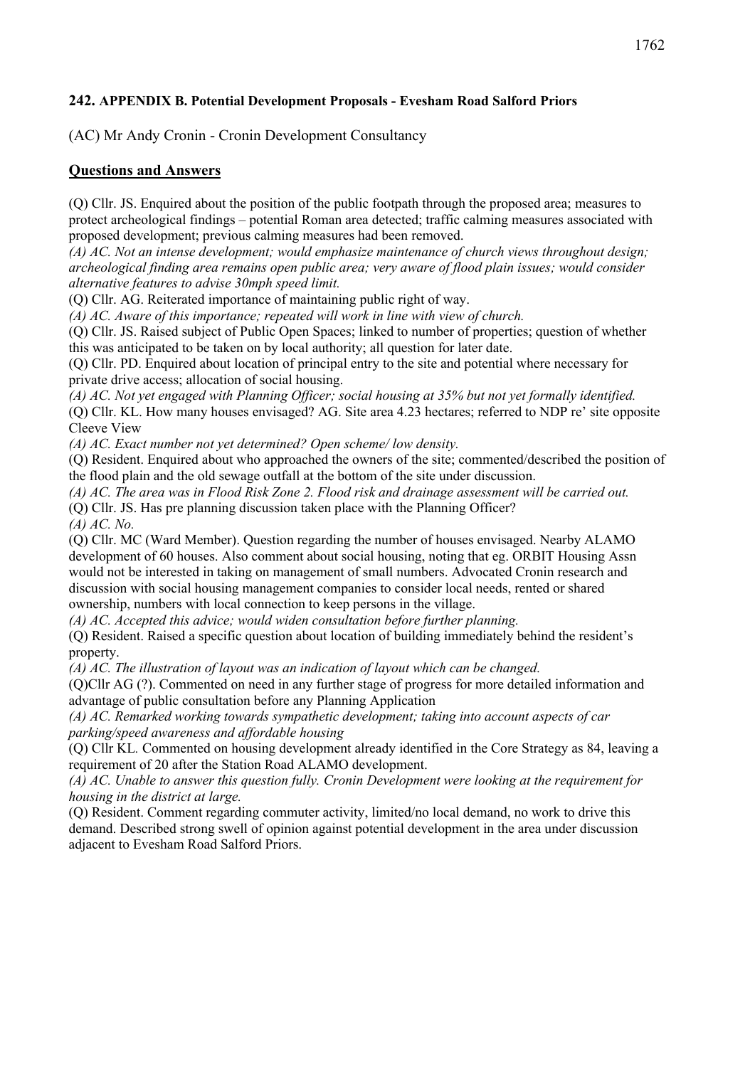### 242. APPENDIX B. Potential Development Proposals - Evesham Road Salford Priors

(AC) Mr Andy Cronin - Cronin Development Consultancy

## Questions and Answers

(Q) Cllr. JS. Enquired about the position of the public footpath through the proposed area; measures to protect archeological findings – potential Roman area detected; traffic calming measures associated with proposed development; previous calming measures had been removed.
*(A) AC. Not an intense development; would emphasize maintenance of church views throughout design; archeological finding area remains open public area; very aware of flood plain issues; would consider alternative features to advise 30mph speed limit.*
(Q) Cllr. AG. Reiterated importance of maintaining public right of way.
*(A) AC. Aware of this importance; repeated will work in line with view of church.*
(Q) Cllr. JS. Raised subject of Public Open Spaces; linked to number of properties; question of whether this was anticipated to be taken on by local authority; all question for later date.
(Q) Cllr. PD. Enquired about location of principal entry to the site and potential where necessary for private drive access; allocation of social housing.
*(A) AC. Not yet engaged with Planning Officer; social housing at 35% but not yet formally identified.*
(Q) Cllr. KL. How many houses envisaged? AG. Site area 4.23 hectares; referred to NDP re' site opposite Cleeve View
*(A) AC. Exact number not yet determined? Open scheme/ low density.*
(Q) Resident. Enquired about who approached the owners of the site; commented/described the position of the flood plain and the old sewage outfall at the bottom of the site under discussion.
*(A) AC. The area was in Flood Risk Zone 2. Flood risk and drainage assessment will be carried out.*
(Q) Cllr. JS. Has pre planning discussion taken place with the Planning Officer?
*(A) AC. No.*
(Q) Cllr. MC (Ward Member). Question regarding the number of houses envisaged. Nearby ALAMO development of 60 houses. Also comment about social housing, noting that eg. ORBIT Housing Assn would not be interested in taking on management of small numbers. Advocated Cronin research and discussion with social housing management companies to consider local needs, rented or shared ownership, numbers with local connection to keep persons in the village.
*(A) AC. Accepted this advice; would widen consultation before further planning.*
(Q) Resident. Raised a specific question about location of building immediately behind the resident's property.
*(A) AC. The illustration of layout was an indication of layout which can be changed.*
(Q)Cllr AG (?). Commented on need in any further stage of progress for more detailed information and advantage of public consultation before any Planning Application
*(A) AC. Remarked working towards sympathetic development; taking into account aspects of car parking/speed awareness and affordable housing*
(Q) Cllr KL. Commented on housing development already identified in the Core Strategy as 84, leaving a requirement of 20 after the Station Road ALAMO development.
*(A) AC. Unable to answer this question fully. Cronin Development were looking at the requirement for housing in the district at large.*
(Q) Resident. Comment regarding commuter activity, limited/no local demand, no work to drive this demand. Described strong swell of opinion against potential development in the area under discussion adjacent to Evesham Road Salford Priors.